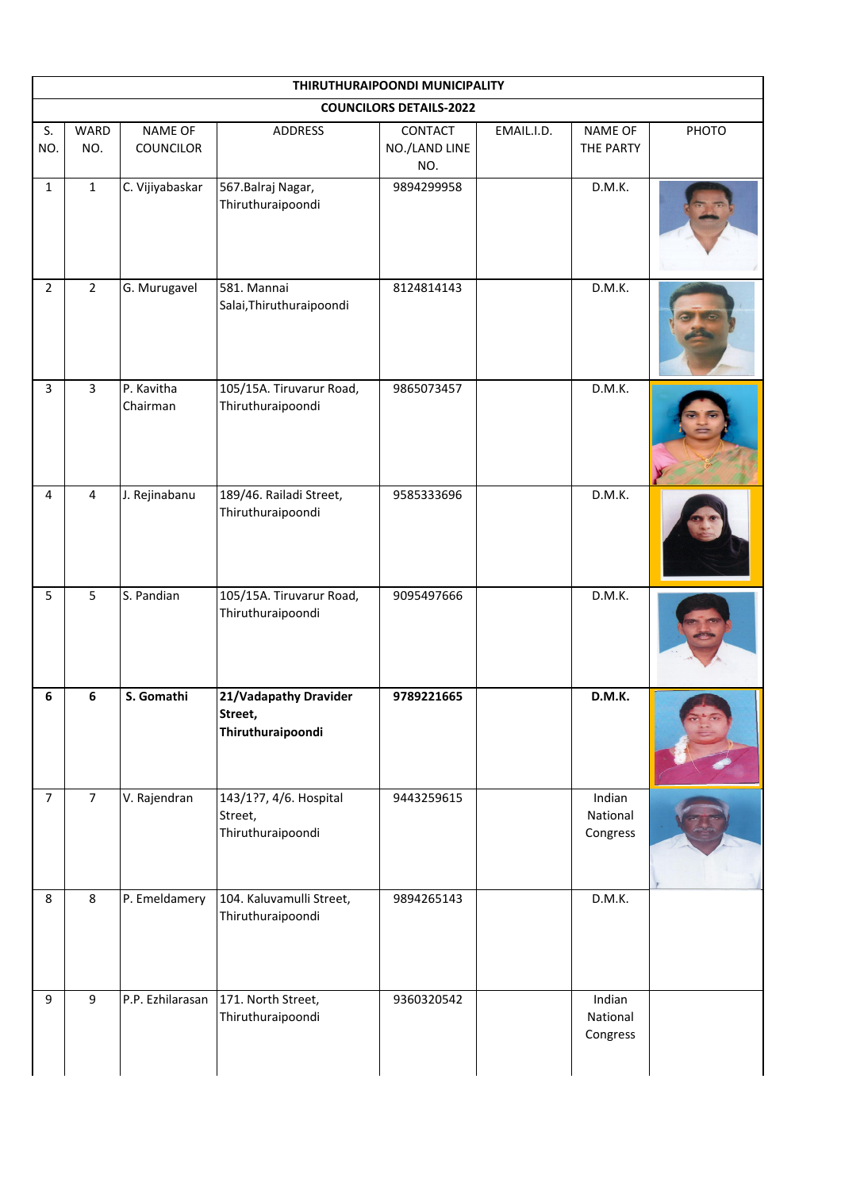| THIRUTHURAIPOONDI MUNICIPALITY | | | | | | | |
|---|---|---|---|---|---|---|---|
| **COUNCILORS DETAILS-2022** | | | | | | | |
| S. NO. | WARD NO. | NAME OF COUNCILOR | ADDRESS | CONTACT NO./LAND LINE NO. | EMAIL.I.D. | NAME OF THE PARTY | PHOTO |
| 1 | 1 | C. Vijiyabaskar | 567.Balraj Nagar, Thiruthuraipoondi | 9894299958 | | D.M.K. | |
| 2 | 2 | G. Murugavel | 581. Mannai Salai,Thiruthuraipoondi | 8124814143 | | D.M.K. | |
| 3 | 3 | P. Kavitha Chairman | 105/15A. Tiruvarur Road, Thiruthuraipoondi | 9865073457 | | D.M.K. | |
| 4 | 4 | J. Rejinabanu | 189/46. Railadi Street, Thiruthuraipoondi | 9585333696 | | D.M.K. | |
| 5 | 5 | S. Pandian | 105/15A. Tiruvarur Road, Thiruthuraipoondi | 9095497666 | | D.M.K. | |
| **6** | **6** | **S. Gomathi** | **21/Vadapathy Dravider Street, Thiruthuraipoondi** | **9789221665** | | **D.M.K.** | |
| 7 | 7 | V. Rajendran | 143/1?7, 4/6. Hospital Street, Thiruthuraipoondi | 9443259615 | | Indian National Congress | |
| 8 | 8 | P. Emeldamery | 104. Kaluvamulli Street, Thiruthuraipoondi | 9894265143 | | D.M.K. | |
| 9 | 9 | P.P. Ezhilarasan | 171. North Street, Thiruthuraipoondi | 9360320542 | | Indian National Congress | |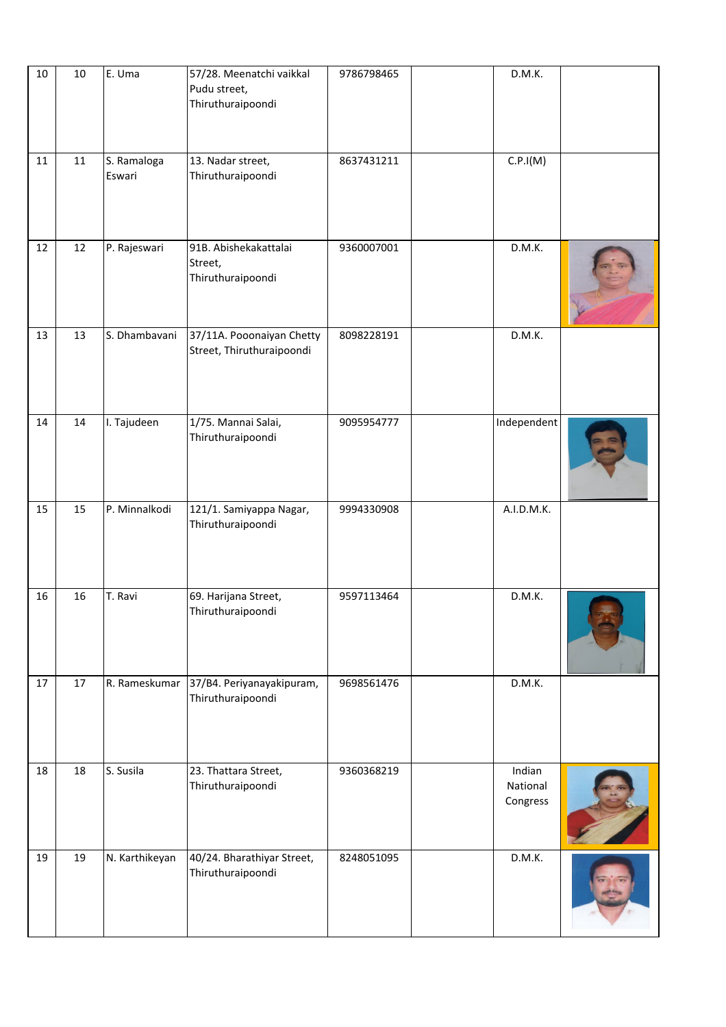| | | | | | | | |
|---|---|---|---|---|---|---|---|
| 10 | 10 | E. Uma | 57/28. Meenatchi vaikkal Pudu street, Thiruthuraipoondi | 9786798465 | | D.M.K. | |
| 11 | 11 | S. Ramaloga Eswari | 13. Nadar street, Thiruthuraipoondi | 8637431211 | | C.P.I(M) | |
| 12 | 12 | P. Rajeswari | 91B. Abishekakattalai Street, Thiruthuraipoondi | 9360007001 | | D.M.K. | |
| 13 | 13 | S. Dhambavani | 37/11A. Pooonaiyan Chetty Street, Thiruthuraipoondi | 8098228191 | | D.M.K. | |
| 14 | 14 | I. Tajudeen | 1/75. Mannai Salai, Thiruthuraipoondi | 9095954777 | | Independent | |
| 15 | 15 | P. Minnalkodi | 121/1. Samiyappa Nagar, Thiruthuraipoondi | 9994330908 | | A.I.D.M.K. | |
| 16 | 16 | T. Ravi | 69. Harijana Street, Thiruthuraipoondi | 9597113464 | | D.M.K. | |
| 17 | 17 | R. Rameskumar | 37/B4. Periyanayakipuram, Thiruthuraipoondi | 9698561476 | | D.M.K. | |
| 18 | 18 | S. Susila | 23. Thattara Street, Thiruthuraipoondi | 9360368219 | | Indian National Congress | |
| 19 | 19 | N. Karthikeyan | 40/24. Bharathiyar Street, Thiruthuraipoondi | 8248051095 | | D.M.K. | |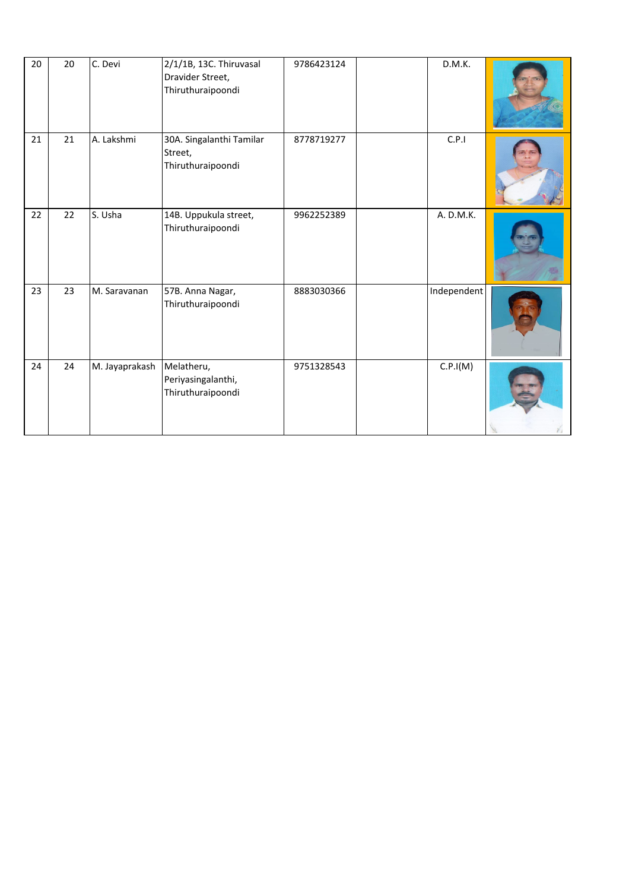| | | | | | | | |
|---|---|---|---|---|---|---|---|
| 20 | 20 | C. Devi | 2/1/1B, 13C. Thiruvasal Dravider Street, Thiruthuraipoondi | 9786423124 | | D.M.K. | |
| 21 | 21 | A. Lakshmi | 30A. Singalanthi Tamilar Street, Thiruthuraipoondi | 8778719277 | | C.P.I | |
| 22 | 22 | S. Usha | 14B. Uppukula street, Thiruthuraipoondi | 9962252389 | | A. D.M.K. | |
| 23 | 23 | M. Saravanan | 57B. Anna Nagar, Thiruthuraipoondi | 8883030366 | | Independent | |
| 24 | 24 | M. Jayaprakash | Melatheru, Periyasingalanthi, Thiruthuraipoondi | 9751328543 | | C.P.I(M) | |